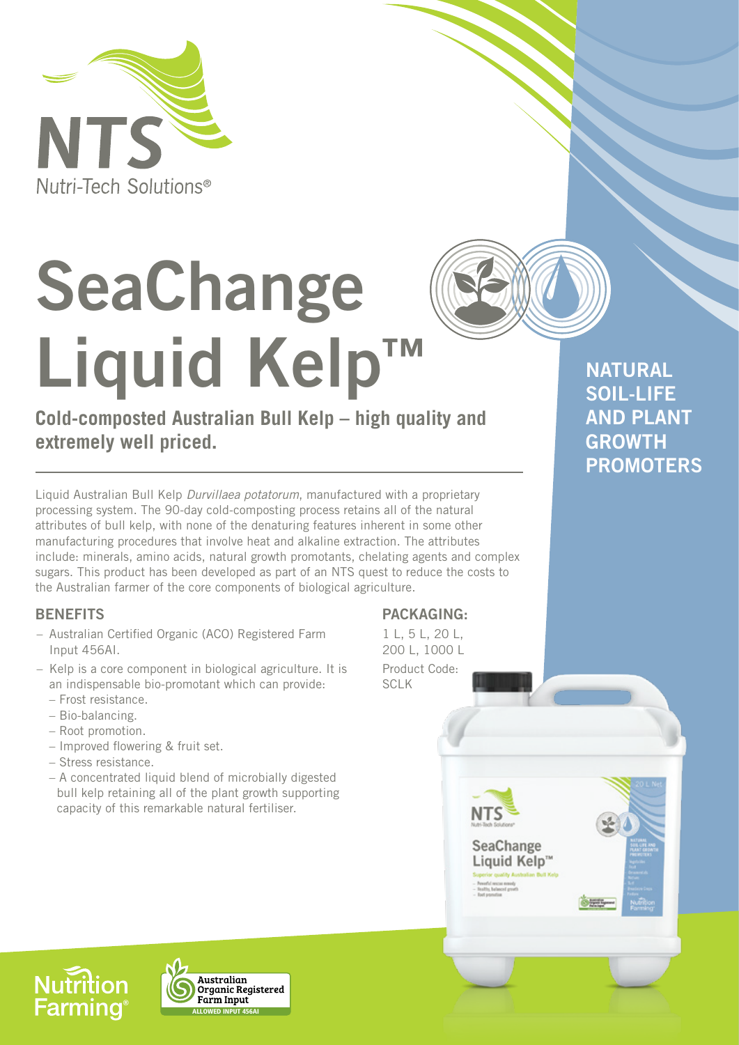NTS Nutri-Tech Solutions®

# SeaChange Liquid Kelp™

**Cold-composted Australian Bull Kelp – high quality and extremely well priced.**

**NATURAL SOIL-LIFE AND PLANT GROWTH PROMOTERS**

Liquid Australian Bull Kelp *Durvillaea potatorum*, manufactured with a proprietary processing system. The 90-day cold-composting process retains all of the natural attributes of bull kelp, with none of the denaturing features inherent in some other manufacturing procedures that involve heat and alkaline extraction. The attributes include: minerals, amino acids, natural growth promotants, chelating agents and complex sugars. This product has been developed as part of an NTS quest to reduce the costs to the Australian farmer of the core components of biological agriculture.

## BENEFITS

- Australian Certified Organic (ACO) Registered Farm Input 456AI.
- Kelp is a core component in biological agriculture. It is an indispensable bio-promotant which can provide:
  - Frost resistance.
  - Bio-balancing.
  - Root promotion.
  - Improved flowering & fruit set.
  - Stress resistance.
  - A concentrated liquid blend of microbially digested bull kelp retaining all of the plant growth supporting capacity of this remarkable natural fertiliser.

## PACKAGING:

1 L, 5 L, 20 L, 200 L, 1000 L

Product Code: SCLK

Nutrition Farming®

Australian Organic Registered Farm Input ALLOWED INPUT 456AI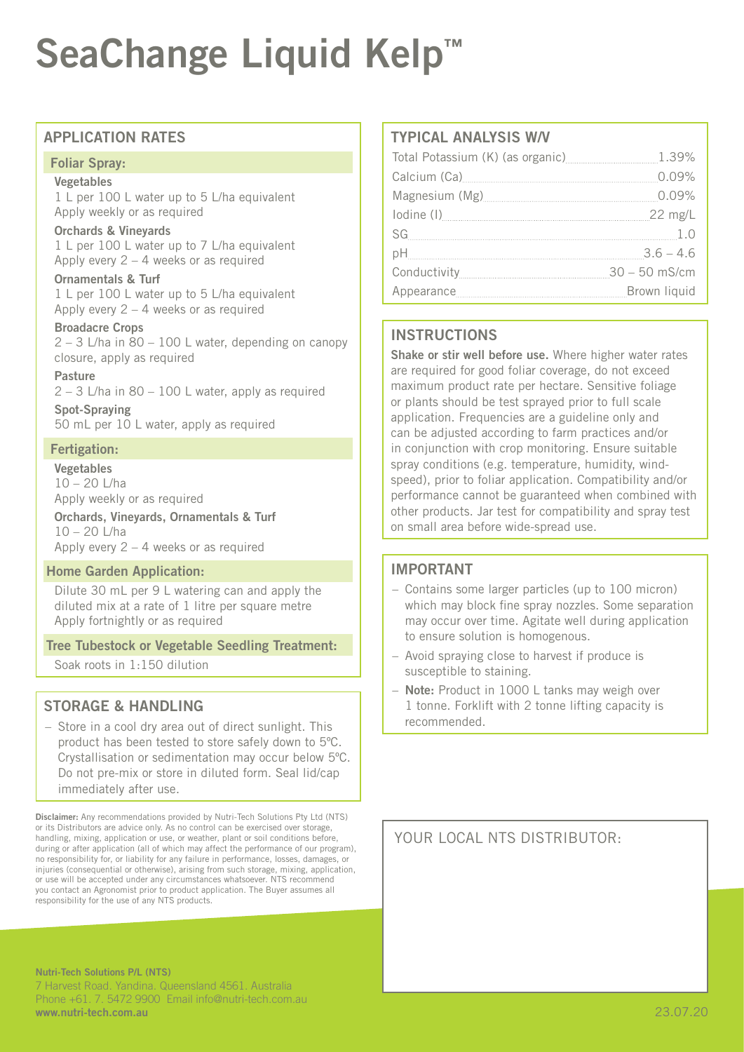# SeaChange Liquid Kelp™

## APPLICATION RATES

### Foliar Spray:

**Vegetables**
1 L per 100 L water up to 5 L/ha equivalent
Apply weekly or as required

**Orchards & Vineyards**
1 L per 100 L water up to 7 L/ha equivalent
Apply every 2 – 4 weeks or as required

**Ornamentals & Turf**
1 L per 100 L water up to 5 L/ha equivalent
Apply every 2 – 4 weeks or as required

**Broadacre Crops**
2 – 3 L/ha in 80 – 100 L water, depending on canopy closure, apply as required

**Pasture**
2 – 3 L/ha in 80 – 100 L water, apply as required

**Spot-Spraying**
50 mL per 10 L water, apply as required

### Fertigation:

**Vegetables**
10 – 20 L/ha
Apply weekly or as required

**Orchards, Vineyards, Ornamentals & Turf**
10 – 20 L/ha
Apply every 2 – 4 weeks or as required

### Home Garden Application:

Dilute 30 mL per 9 L watering can and apply the diluted mix at a rate of 1 litre per square metre
Apply fortnightly or as required

### Tree Tubestock or Vegetable Seedling Treatment:

Soak roots in 1:150 dilution

## STORAGE & HANDLING

- Store in a cool dry area out of direct sunlight. This product has been tested to store safely down to 5ºC. Crystallisation or sedimentation may occur below 5ºC. Do not pre-mix or store in diluted form. Seal lid/cap immediately after use.

**Disclaimer:** Any recommendations provided by Nutri-Tech Solutions Pty Ltd (NTS) or its Distributors are advice only. As no control can be exercised over storage, handling, mixing, application or use, or weather, plant or soil conditions before, during or after application (all of which may affect the performance of our program), no responsibility for, or liability for any failure in performance, losses, damages, or injuries (consequential or otherwise), arising from such storage, mixing, application, or use will be accepted under any circumstances whatsoever. NTS recommend you contact an Agronomist prior to product application. The Buyer assumes all responsibility for the use of any NTS products.

## TYPICAL ANALYSIS W/V

| | |
|---|---|
| Total Potassium (K) (as organic) | 1.39% |
| Calcium (Ca) | 0.09% |
| Magnesium (Mg) | 0.09% |
| Iodine (I) | 22 mg/L |
| SG | 1.0 |
| pH | 3.6 – 4.6 |
| Conductivity | 30 – 50 mS/cm |
| Appearance | Brown liquid |

## INSTRUCTIONS

**Shake or stir well before use.** Where higher water rates are required for good foliar coverage, do not exceed maximum product rate per hectare. Sensitive foliage or plants should be test sprayed prior to full scale application. Frequencies are a guideline only and can be adjusted according to farm practices and/or in conjunction with crop monitoring. Ensure suitable spray conditions (e.g. temperature, humidity, wind-speed), prior to foliar application. Compatibility and/or performance cannot be guaranteed when combined with other products. Jar test for compatibility and spray test on small area before wide-spread use.

## IMPORTANT

- Contains some larger particles (up to 100 micron) which may block fine spray nozzles. Some separation may occur over time. Agitate well during application to ensure solution is homogenous.
- Avoid spraying close to harvest if produce is susceptible to staining.
- **Note:** Product in 1000 L tanks may weigh over 1 tonne. Forklift with 2 tonne lifting capacity is recommended.

YOUR LOCAL NTS DISTRIBUTOR:

**Nutri-Tech Solutions P/L (NTS)**
7 Harvest Road. Yandina. Queensland 4561. Australia
Phone +61. 7. 5472 9900 Email info@nutri-tech.com.au
**www.nutri-tech.com.au**

23.07.20